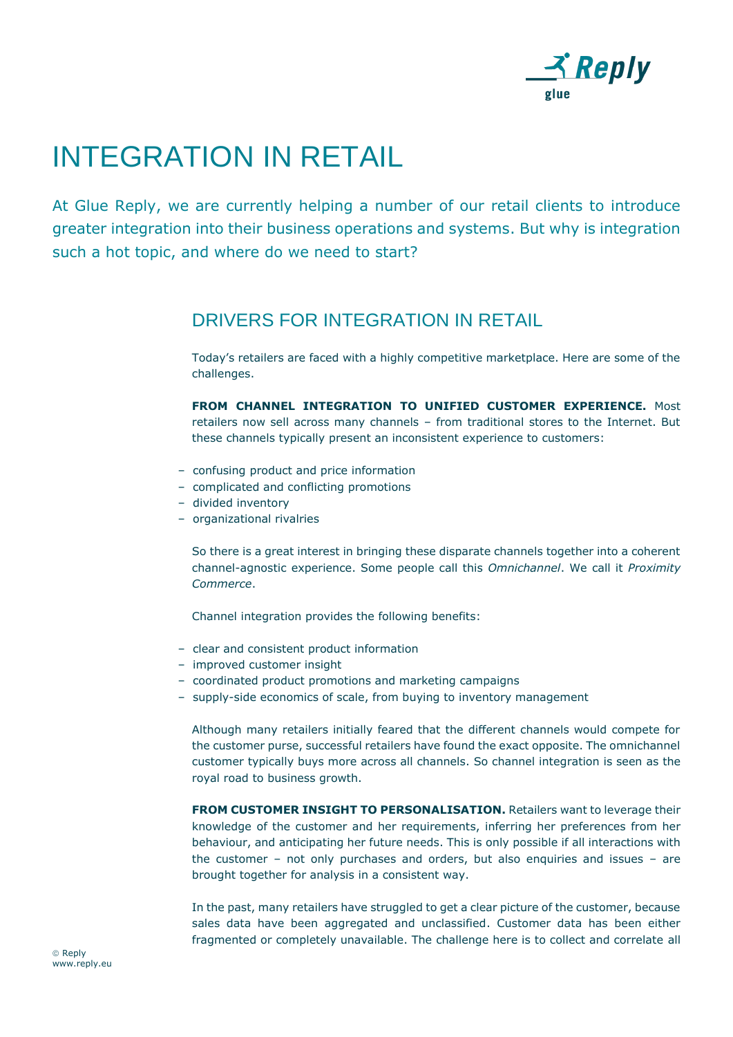# INTEGRATION IN RETAIL

At Glue Reply, we are currently helping a number of our retail clients to introduce greater integration into their business operations and systems. But why is integration such a hot topic, and where do we need to start?

## DRIVERS FOR INTEGRATION IN RETAIL

Today's retailers are faced with a highly competitive marketplace. Here are some of the challenges.

**FROM CHANNEL INTEGRATION TO UNIFIED CUSTOMER EXPERIENCE.** Most retailers now sell across many channels – from traditional stores to the Internet. But these channels typically present an inconsistent experience to customers:

- confusing product and price information
- complicated and conflicting promotions
- divided inventory
- organizational rivalries

So there is a great interest in bringing these disparate channels together into a coherent channel-agnostic experience. Some people call this *Omnichannel*. We call it *Proximity Commerce*.

Channel integration provides the following benefits:

- clear and consistent product information
- improved customer insight
- coordinated product promotions and marketing campaigns
- supply-side economics of scale, from buying to inventory management

Although many retailers initially feared that the different channels would compete for the customer purse, successful retailers have found the exact opposite. The omnichannel customer typically buys more across all channels. So channel integration is seen as the royal road to business growth.

**FROM CUSTOMER INSIGHT TO PERSONALISATION.** Retailers want to leverage their knowledge of the customer and her requirements, inferring her preferences from her behaviour, and anticipating her future needs. This is only possible if all interactions with the customer – not only purchases and orders, but also enquiries and issues – are brought together for analysis in a consistent way.

In the past, many retailers have struggled to get a clear picture of the customer, because sales data have been aggregated and unclassified. Customer data has been either fragmented or completely unavailable. The challenge here is to collect and correlate all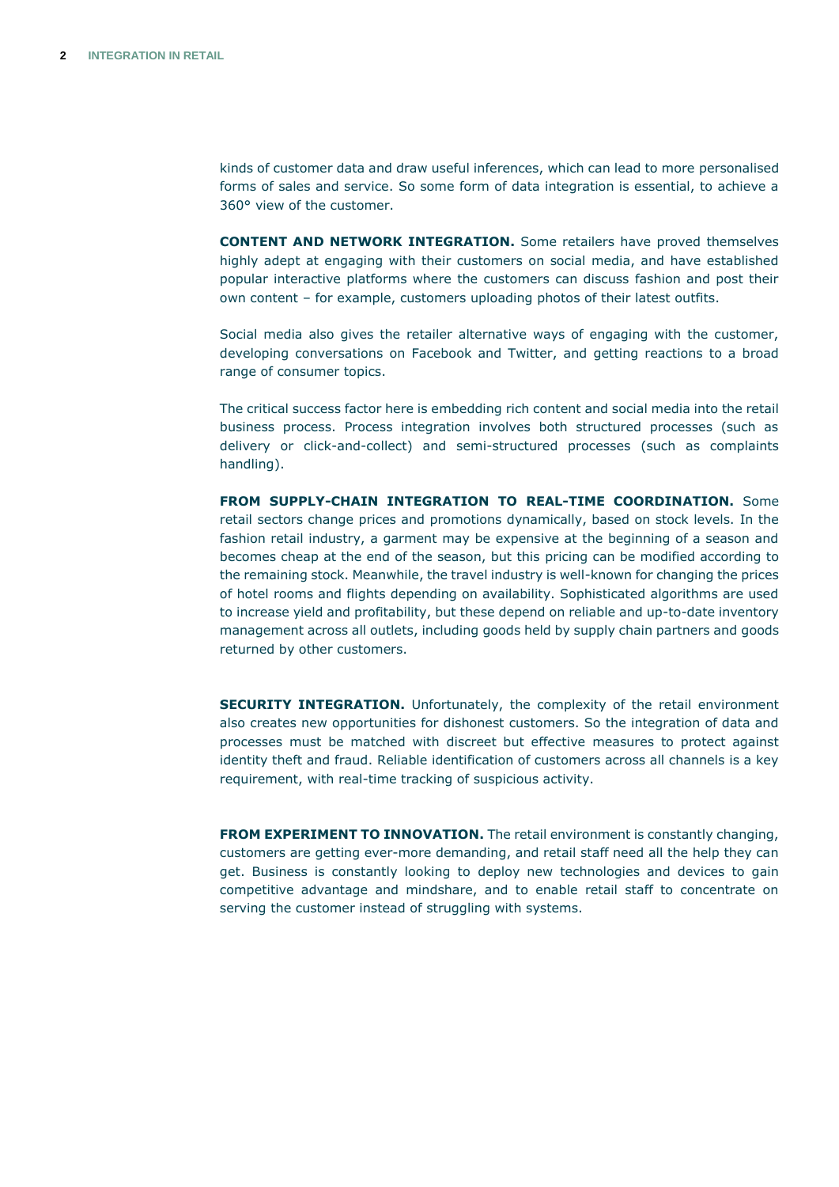kinds of customer data and draw useful inferences, which can lead to more personalised forms of sales and service. So some form of data integration is essential, to achieve a 360° view of the customer.

**CONTENT AND NETWORK INTEGRATION.** Some retailers have proved themselves highly adept at engaging with their customers on social media, and have established popular interactive platforms where the customers can discuss fashion and post their own content – for example, customers uploading photos of their latest outfits.

Social media also gives the retailer alternative ways of engaging with the customer, developing conversations on Facebook and Twitter, and getting reactions to a broad range of consumer topics.

The critical success factor here is embedding rich content and social media into the retail business process. Process integration involves both structured processes (such as delivery or click-and-collect) and semi-structured processes (such as complaints handling).

**FROM SUPPLY-CHAIN INTEGRATION TO REAL-TIME COORDINATION.** Some retail sectors change prices and promotions dynamically, based on stock levels. In the fashion retail industry, a garment may be expensive at the beginning of a season and becomes cheap at the end of the season, but this pricing can be modified according to the remaining stock. Meanwhile, the travel industry is well-known for changing the prices of hotel rooms and flights depending on availability. Sophisticated algorithms are used to increase yield and profitability, but these depend on reliable and up-to-date inventory management across all outlets, including goods held by supply chain partners and goods returned by other customers.

**SECURITY INTEGRATION.** Unfortunately, the complexity of the retail environment also creates new opportunities for dishonest customers. So the integration of data and processes must be matched with discreet but effective measures to protect against identity theft and fraud. Reliable identification of customers across all channels is a key requirement, with real-time tracking of suspicious activity.

**FROM EXPERIMENT TO INNOVATION.** The retail environment is constantly changing, customers are getting ever-more demanding, and retail staff need all the help they can get. Business is constantly looking to deploy new technologies and devices to gain competitive advantage and mindshare, and to enable retail staff to concentrate on serving the customer instead of struggling with systems.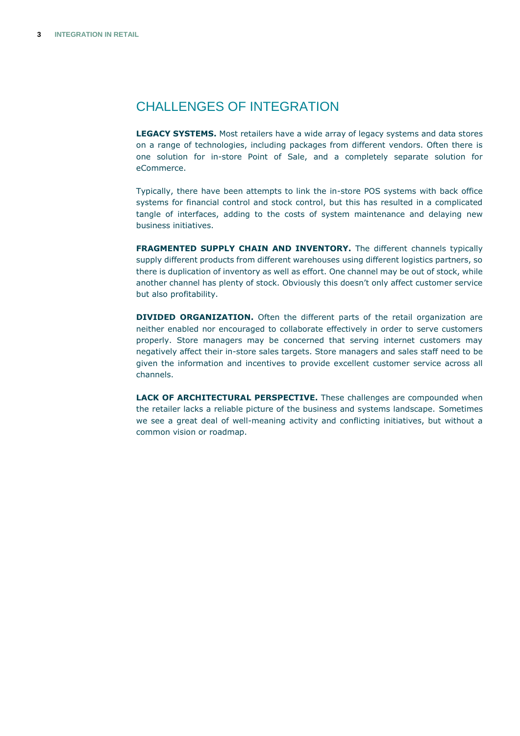## CHALLENGES OF INTEGRATION

**LEGACY SYSTEMS.** Most retailers have a wide array of legacy systems and data stores on a range of technologies, including packages from different vendors. Often there is one solution for in-store Point of Sale, and a completely separate solution for eCommerce.

Typically, there have been attempts to link the in-store POS systems with back office systems for financial control and stock control, but this has resulted in a complicated tangle of interfaces, adding to the costs of system maintenance and delaying new business initiatives.

**FRAGMENTED SUPPLY CHAIN AND INVENTORY.** The different channels typically supply different products from different warehouses using different logistics partners, so there is duplication of inventory as well as effort. One channel may be out of stock, while another channel has plenty of stock. Obviously this doesn't only affect customer service but also profitability.

**DIVIDED ORGANIZATION.** Often the different parts of the retail organization are neither enabled nor encouraged to collaborate effectively in order to serve customers properly. Store managers may be concerned that serving internet customers may negatively affect their in-store sales targets. Store managers and sales staff need to be given the information and incentives to provide excellent customer service across all channels.

**LACK OF ARCHITECTURAL PERSPECTIVE.** These challenges are compounded when the retailer lacks a reliable picture of the business and systems landscape. Sometimes we see a great deal of well-meaning activity and conflicting initiatives, but without a common vision or roadmap.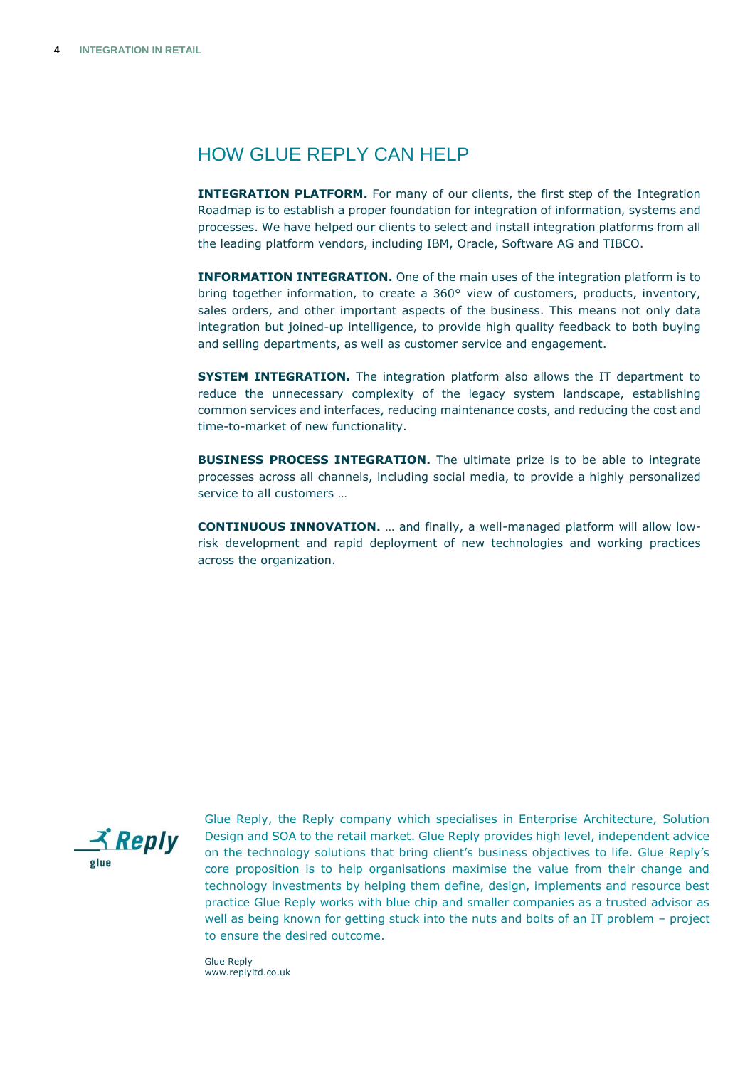## HOW GLUE REPLY CAN HELP

**INTEGRATION PLATFORM.** For many of our clients, the first step of the Integration Roadmap is to establish a proper foundation for integration of information, systems and processes. We have helped our clients to select and install integration platforms from all the leading platform vendors, including IBM, Oracle, Software AG and TIBCO.

**INFORMATION INTEGRATION.** One of the main uses of the integration platform is to bring together information, to create a 360° view of customers, products, inventory, sales orders, and other important aspects of the business. This means not only data integration but joined-up intelligence, to provide high quality feedback to both buying and selling departments, as well as customer service and engagement.

**SYSTEM INTEGRATION.** The integration platform also allows the IT department to reduce the unnecessary complexity of the legacy system landscape, establishing common services and interfaces, reducing maintenance costs, and reducing the cost and time-to-market of new functionality.

**BUSINESS PROCESS INTEGRATION.** The ultimate prize is to be able to integrate processes across all channels, including social media, to provide a highly personalized service to all customers …

**CONTINUOUS INNOVATION.** … and finally, a well-managed platform will allow low-risk development and rapid deployment of new technologies and working practices across the organization.

Reply
glue

Glue Reply, the Reply company which specialises in Enterprise Architecture, Solution Design and SOA to the retail market. Glue Reply provides high level, independent advice on the technology solutions that bring client's business objectives to life. Glue Reply's core proposition is to help organisations maximise the value from their change and technology investments by helping them define, design, implements and resource best practice Glue Reply works with blue chip and smaller companies as a trusted advisor as well as being known for getting stuck into the nuts and bolts of an IT problem – project to ensure the desired outcome.

Glue Reply
www.replyltd.co.uk